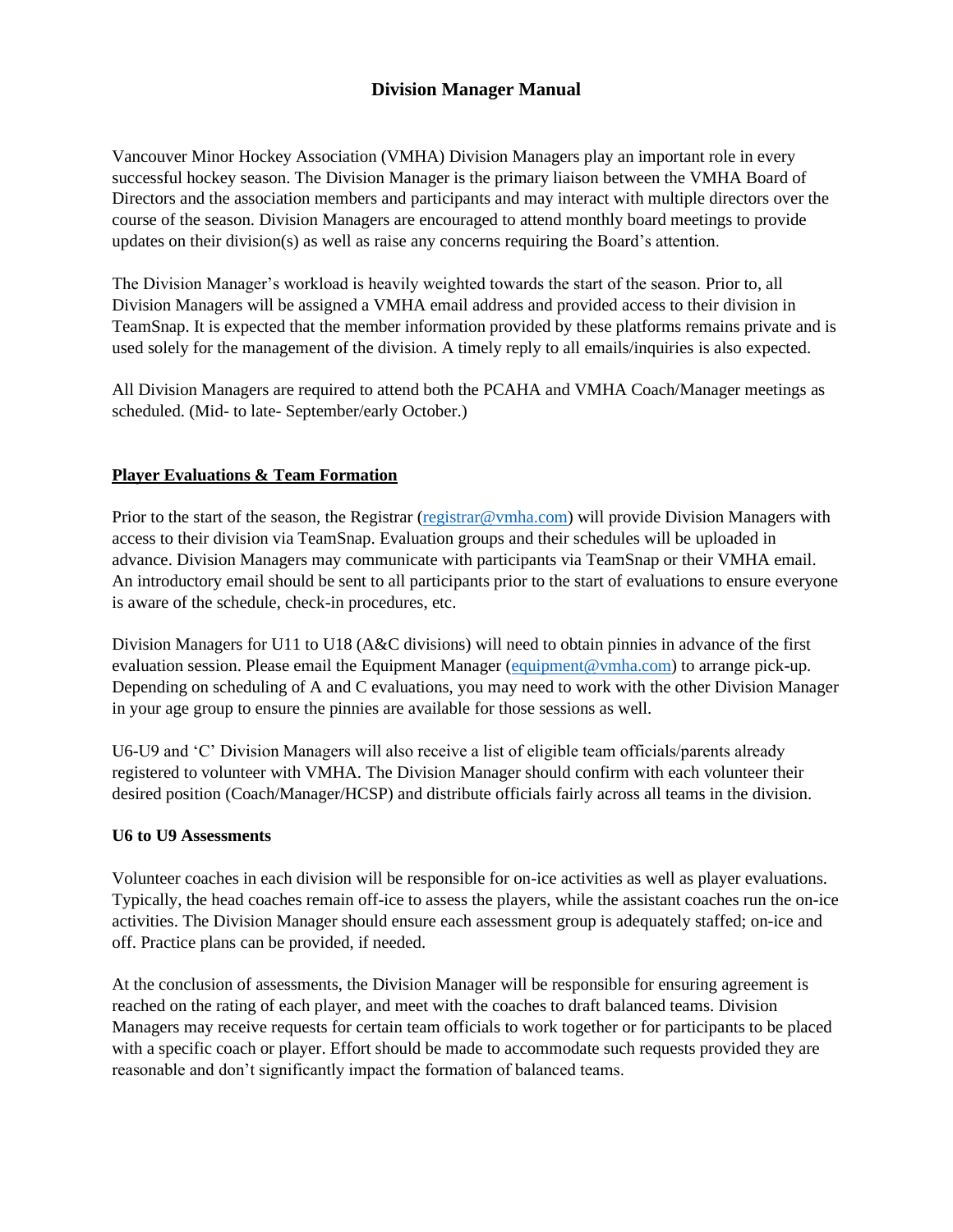# Division Manager Manual

Vancouver Minor Hockey Association (VMHA) Division Managers play an important role in every successful hockey season. The Division Manager is the primary liaison between the VMHA Board of Directors and the association members and participants and may interact with multiple directors over the course of the season. Division Managers are encouraged to attend monthly board meetings to provide updates on their division(s) as well as raise any concerns requiring the Board's attention.

The Division Manager's workload is heavily weighted towards the start of the season. Prior to, all Division Managers will be assigned a VMHA email address and provided access to their division in TeamSnap. It is expected that the member information provided by these platforms remains private and is used solely for the management of the division. A timely reply to all emails/inquiries is also expected.

All Division Managers are required to attend both the PCAHA and VMHA Coach/Manager meetings as scheduled. (Mid- to late- September/early October.)

## Player Evaluations & Team Formation

Prior to the start of the season, the Registrar ([registrar@vmha.com](mailto:registrar@vmha.com)) will provide Division Managers with access to their division via TeamSnap. Evaluation groups and their schedules will be uploaded in advance. Division Managers may communicate with participants via TeamSnap or their VMHA email. An introductory email should be sent to all participants prior to the start of evaluations to ensure everyone is aware of the schedule, check-in procedures, etc.

Division Managers for U11 to U18 (A&C divisions) will need to obtain pinnies in advance of the first evaluation session. Please email the Equipment Manager ([equipment@vmha.com](mailto:equipment@vmha.com)) to arrange pick-up. Depending on scheduling of A and C evaluations, you may need to work with the other Division Manager in your age group to ensure the pinnies are available for those sessions as well.

U6-U9 and 'C' Division Managers will also receive a list of eligible team officials/parents already registered to volunteer with VMHA. The Division Manager should confirm with each volunteer their desired position (Coach/Manager/HCSP) and distribute officials fairly across all teams in the division.

### U6 to U9 Assessments

Volunteer coaches in each division will be responsible for on-ice activities as well as player evaluations. Typically, the head coaches remain off-ice to assess the players, while the assistant coaches run the on-ice activities. The Division Manager should ensure each assessment group is adequately staffed; on-ice and off. Practice plans can be provided, if needed.

At the conclusion of assessments, the Division Manager will be responsible for ensuring agreement is reached on the rating of each player, and meet with the coaches to draft balanced teams. Division Managers may receive requests for certain team officials to work together or for participants to be placed with a specific coach or player. Effort should be made to accommodate such requests provided they are reasonable and don't significantly impact the formation of balanced teams.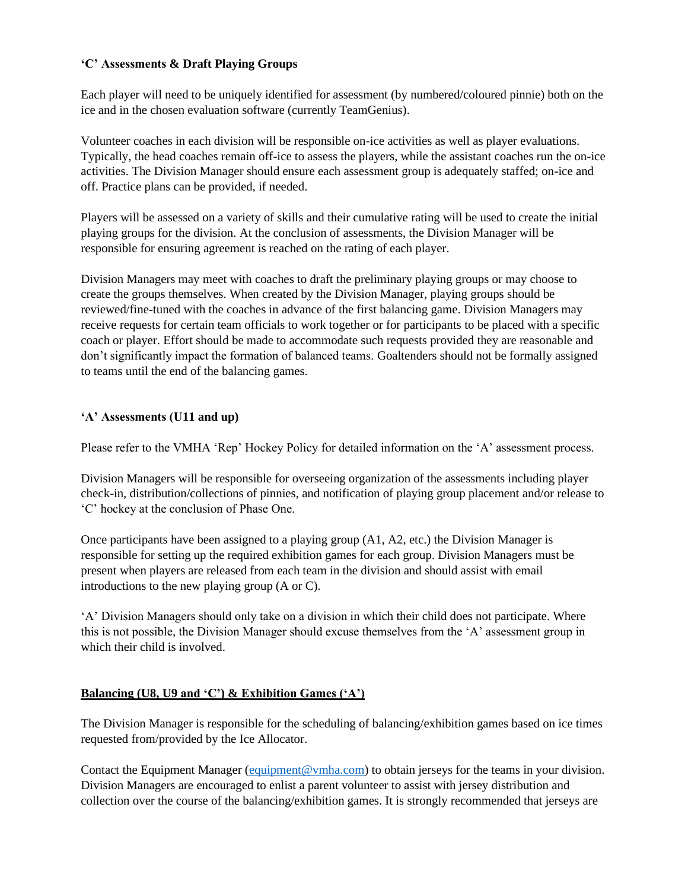**'C' Assessments & Draft Playing Groups**

Each player will need to be uniquely identified for assessment (by numbered/coloured pinnie) both on the ice and in the chosen evaluation software (currently TeamGenius).

Volunteer coaches in each division will be responsible on-ice activities as well as player evaluations. Typically, the head coaches remain off-ice to assess the players, while the assistant coaches run the on-ice activities. The Division Manager should ensure each assessment group is adequately staffed; on-ice and off. Practice plans can be provided, if needed.

Players will be assessed on a variety of skills and their cumulative rating will be used to create the initial playing groups for the division. At the conclusion of assessments, the Division Manager will be responsible for ensuring agreement is reached on the rating of each player.

Division Managers may meet with coaches to draft the preliminary playing groups or may choose to create the groups themselves. When created by the Division Manager, playing groups should be reviewed/fine-tuned with the coaches in advance of the first balancing game. Division Managers may receive requests for certain team officials to work together or for participants to be placed with a specific coach or player. Effort should be made to accommodate such requests provided they are reasonable and don't significantly impact the formation of balanced teams. Goaltenders should not be formally assigned to teams until the end of the balancing games.

**'A' Assessments (U11 and up)**

Please refer to the VMHA 'Rep' Hockey Policy for detailed information on the 'A' assessment process.

Division Managers will be responsible for overseeing organization of the assessments including player check-in, distribution/collections of pinnies, and notification of playing group placement and/or release to 'C' hockey at the conclusion of Phase One.

Once participants have been assigned to a playing group (A1, A2, etc.) the Division Manager is responsible for setting up the required exhibition games for each group. Division Managers must be present when players are released from each team in the division and should assist with email introductions to the new playing group (A or C).

'A' Division Managers should only take on a division in which their child does not participate. Where this is not possible, the Division Manager should excuse themselves from the 'A' assessment group in which their child is involved.

**Balancing (U8, U9 and 'C') & Exhibition Games ('A')**

The Division Manager is responsible for the scheduling of balancing/exhibition games based on ice times requested from/provided by the Ice Allocator.

Contact the Equipment Manager (equipment@vmha.com) to obtain jerseys for the teams in your division. Division Managers are encouraged to enlist a parent volunteer to assist with jersey distribution and collection over the course of the balancing/exhibition games. It is strongly recommended that jerseys are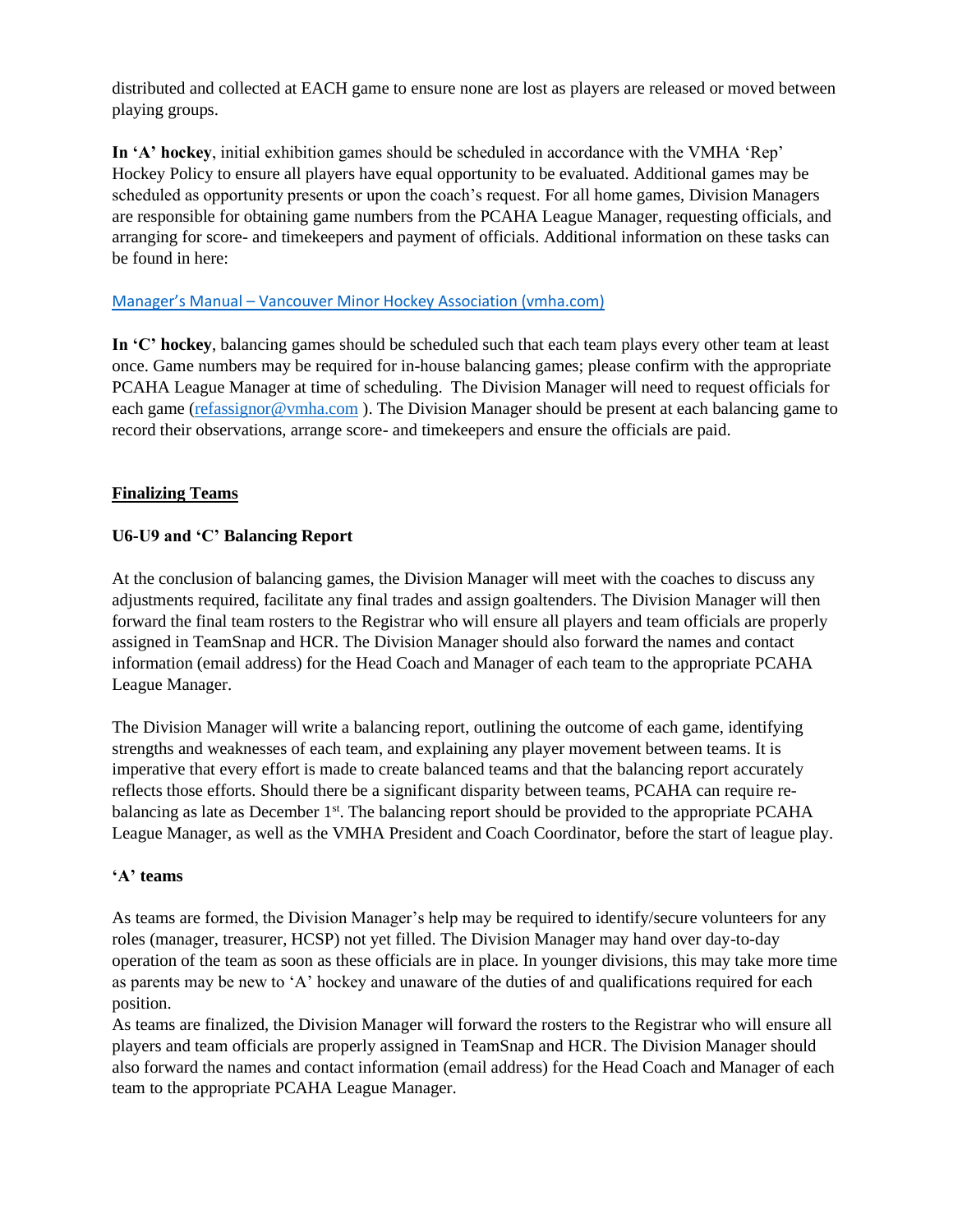distributed and collected at EACH game to ensure none are lost as players are released or moved between playing groups.

**In 'A' hockey**, initial exhibition games should be scheduled in accordance with the VMHA 'Rep' Hockey Policy to ensure all players have equal opportunity to be evaluated. Additional games may be scheduled as opportunity presents or upon the coach's request. For all home games, Division Managers are responsible for obtaining game numbers from the PCAHA League Manager, requesting officials, and arranging for score- and timekeepers and payment of officials. Additional information on these tasks can be found in here:

[Manager's Manual – Vancouver Minor Hockey Association (vmha.com)](vmha.com)

**In 'C' hockey**, balancing games should be scheduled such that each team plays every other team at least once. Game numbers may be required for in-house balancing games; please confirm with the appropriate PCAHA League Manager at time of scheduling. The Division Manager will need to request officials for each game (refassignor@vmha.com ). The Division Manager should be present at each balancing game to record their observations, arrange score- and timekeepers and ensure the officials are paid.

## Finalizing Teams

### U6-U9 and 'C' Balancing Report

At the conclusion of balancing games, the Division Manager will meet with the coaches to discuss any adjustments required, facilitate any final trades and assign goaltenders. The Division Manager will then forward the final team rosters to the Registrar who will ensure all players and team officials are properly assigned in TeamSnap and HCR. The Division Manager should also forward the names and contact information (email address) for the Head Coach and Manager of each team to the appropriate PCAHA League Manager.

The Division Manager will write a balancing report, outlining the outcome of each game, identifying strengths and weaknesses of each team, and explaining any player movement between teams. It is imperative that every effort is made to create balanced teams and that the balancing report accurately reflects those efforts. Should there be a significant disparity between teams, PCAHA can require re-balancing as late as December 1st. The balancing report should be provided to the appropriate PCAHA League Manager, as well as the VMHA President and Coach Coordinator, before the start of league play.

### 'A' teams

As teams are formed, the Division Manager's help may be required to identify/secure volunteers for any roles (manager, treasurer, HCSP) not yet filled. The Division Manager may hand over day-to-day operation of the team as soon as these officials are in place. In younger divisions, this may take more time as parents may be new to 'A' hockey and unaware of the duties of and qualifications required for each position.

As teams are finalized, the Division Manager will forward the rosters to the Registrar who will ensure all players and team officials are properly assigned in TeamSnap and HCR. The Division Manager should also forward the names and contact information (email address) for the Head Coach and Manager of each team to the appropriate PCAHA League Manager.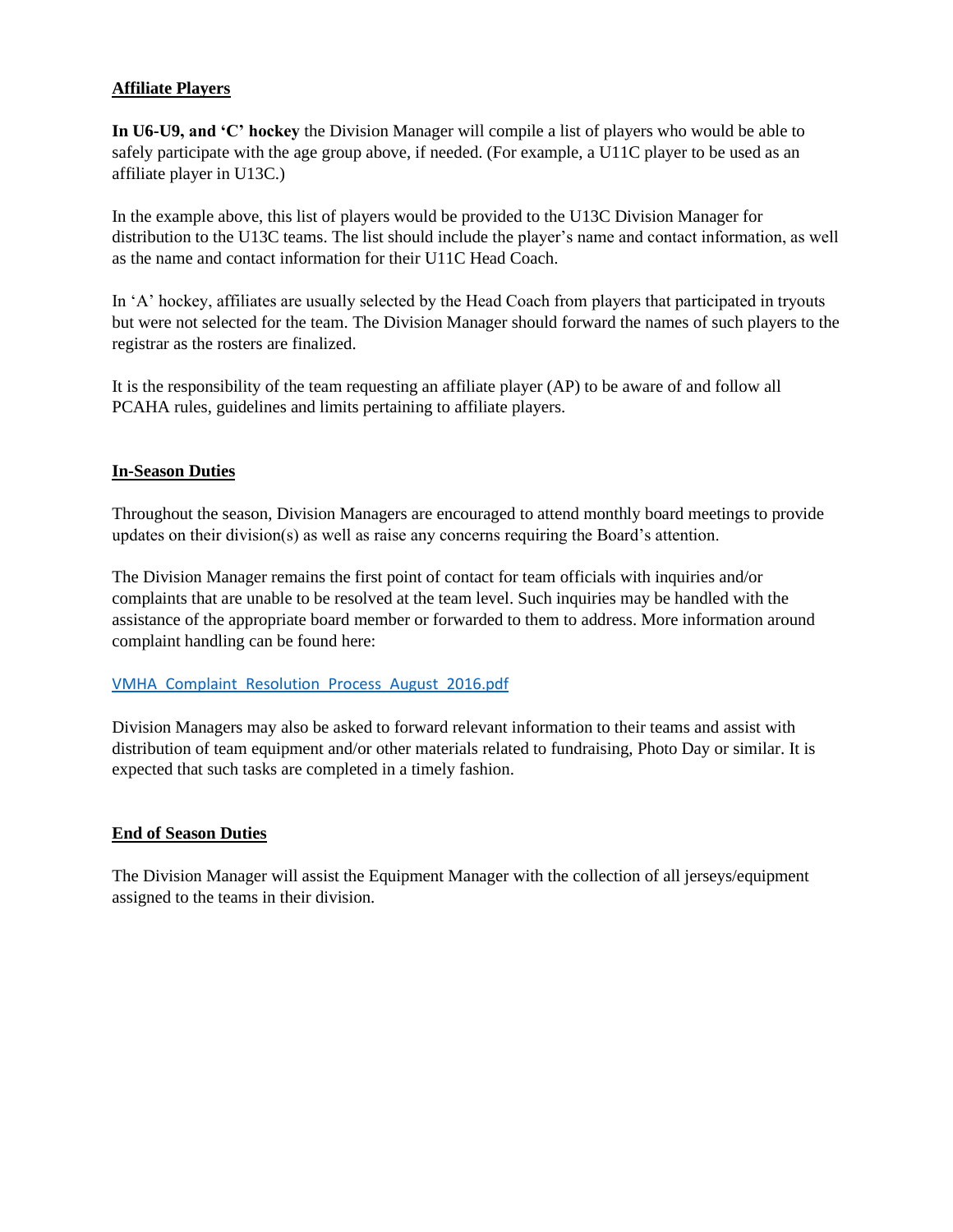## Affiliate Players

**In U6-U9, and 'C' hockey** the Division Manager will compile a list of players who would be able to safely participate with the age group above, if needed. (For example, a U11C player to be used as an affiliate player in U13C.)

In the example above, this list of players would be provided to the U13C Division Manager for distribution to the U13C teams. The list should include the player's name and contact information, as well as the name and contact information for their U11C Head Coach.

In 'A' hockey, affiliates are usually selected by the Head Coach from players that participated in tryouts but were not selected for the team. The Division Manager should forward the names of such players to the registrar as the rosters are finalized.

It is the responsibility of the team requesting an affiliate player (AP) to be aware of and follow all PCAHA rules, guidelines and limits pertaining to affiliate players.

## In-Season Duties

Throughout the season, Division Managers are encouraged to attend monthly board meetings to provide updates on their division(s) as well as raise any concerns requiring the Board's attention.

The Division Manager remains the first point of contact for team officials with inquiries and/or complaints that are unable to be resolved at the team level. Such inquiries may be handled with the assistance of the appropriate board member or forwarded to them to address. More information around complaint handling can be found here:

VMHA_Complaint_Resolution_Process_August_2016.pdf

Division Managers may also be asked to forward relevant information to their teams and assist with distribution of team equipment and/or other materials related to fundraising, Photo Day or similar. It is expected that such tasks are completed in a timely fashion.

## End of Season Duties

The Division Manager will assist the Equipment Manager with the collection of all jerseys/equipment assigned to the teams in their division.